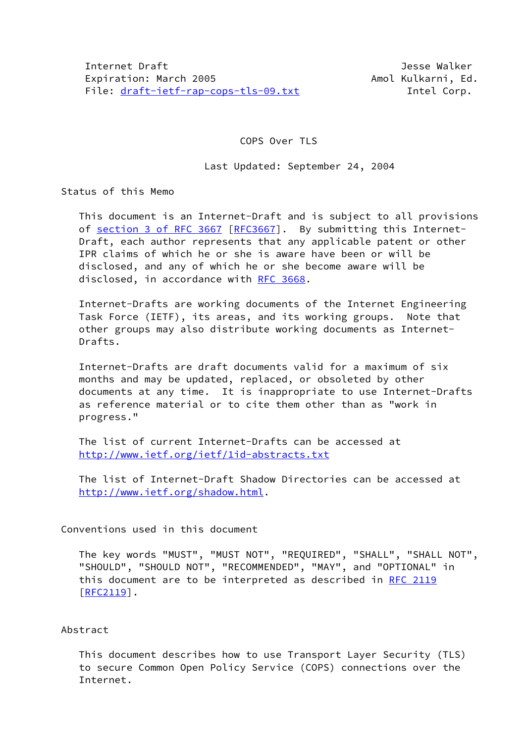Internet Draft Jesse Walker
Expiration: March 2005 Amol Kulkarni, Ed.
File: draft-ietf-rap-cops-tls-09.txt Intel Corp.

# COPS Over TLS

Last Updated: September 24, 2004

## Status of this Memo

This document is an Internet-Draft and is subject to all provisions of section 3 of RFC 3667 [RFC3667]. By submitting this Internet-Draft, each author represents that any applicable patent or other IPR claims of which he or she is aware have been or will be disclosed, and any of which he or she become aware will be disclosed, in accordance with RFC 3668.

Internet-Drafts are working documents of the Internet Engineering Task Force (IETF), its areas, and its working groups. Note that other groups may also distribute working documents as Internet-Drafts.

Internet-Drafts are draft documents valid for a maximum of six months and may be updated, replaced, or obsoleted by other documents at any time. It is inappropriate to use Internet-Drafts as reference material or to cite them other than as "work in progress."

The list of current Internet-Drafts can be accessed at http://www.ietf.org/ietf/1id-abstracts.txt

The list of Internet-Draft Shadow Directories can be accessed at http://www.ietf.org/shadow.html.

## Conventions used in this document

The key words "MUST", "MUST NOT", "REQUIRED", "SHALL", "SHALL NOT", "SHOULD", "SHOULD NOT", "RECOMMENDED", "MAY", and "OPTIONAL" in this document are to be interpreted as described in RFC 2119 [RFC2119].

## Abstract

This document describes how to use Transport Layer Security (TLS) to secure Common Open Policy Service (COPS) connections over the Internet.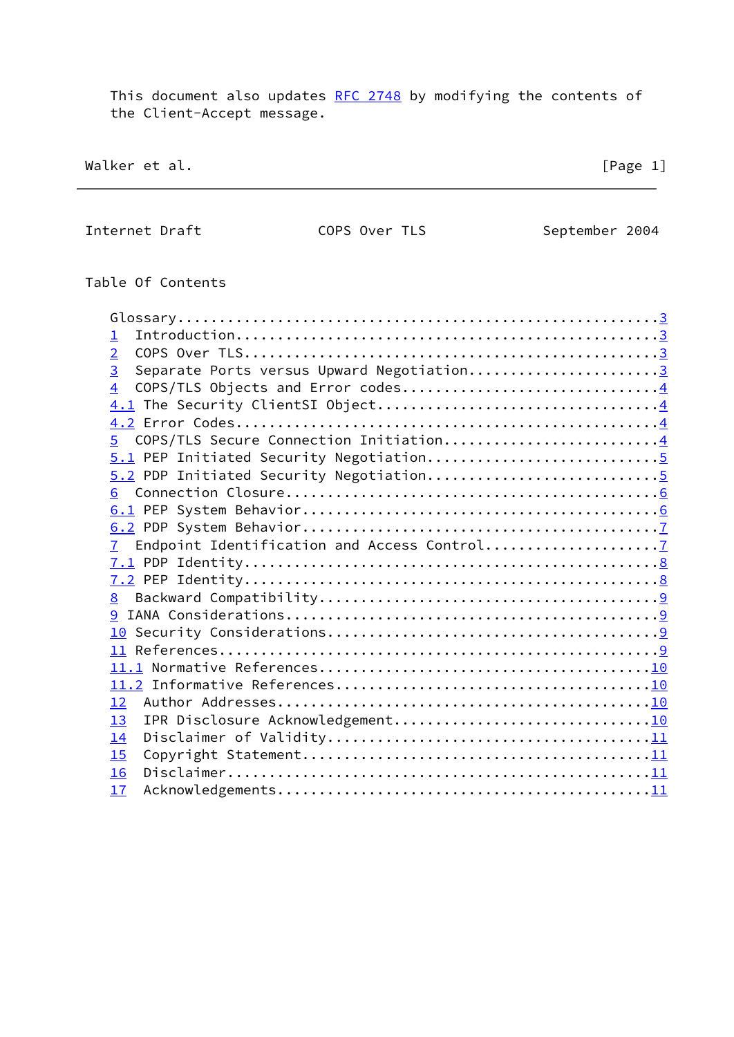This document also updates RFC 2748 by modifying the contents of the Client-Accept message.

## Table Of Contents

- Glossary.......................................................3
- 1 Introduction.................................................3
- 2 COPS Over TLS................................................3
- 3 Separate Ports versus Upward Negotiation.....................3
- 4 COPS/TLS Objects and Error codes.............................4
- 4.1 The Security ClientSI Object...............................4
- 4.2 Error Codes................................................4
- 5 COPS/TLS Secure Connection Initiation........................4
- 5.1 PEP Initiated Security Negotiation.........................5
- 5.2 PDP Initiated Security Negotiation.........................5
- 6 Connection Closure...........................................6
- 6.1 PEP System Behavior........................................6
- 6.2 PDP System Behavior........................................7
- 7 Endpoint Identification and Access Control...................7
- 7.1 PDP Identity...............................................8
- 7.2 PEP Identity...............................................8
- 8 Backward Compatibility.......................................9
- 9 IANA Considerations..........................................9
- 10 Security Considerations.....................................9
- 11 References..................................................9
- 11.1 Normative References.....................................10
- 11.2 Informative References...................................10
- 12 Author Addresses...........................................10
- 13 IPR Disclosure Acknowledgement.............................10
- 14 Disclaimer of Validity.....................................11
- 15 Copyright Statement........................................11
- 16 Disclaimer.................................................11
- 17 Acknowledgements...........................................11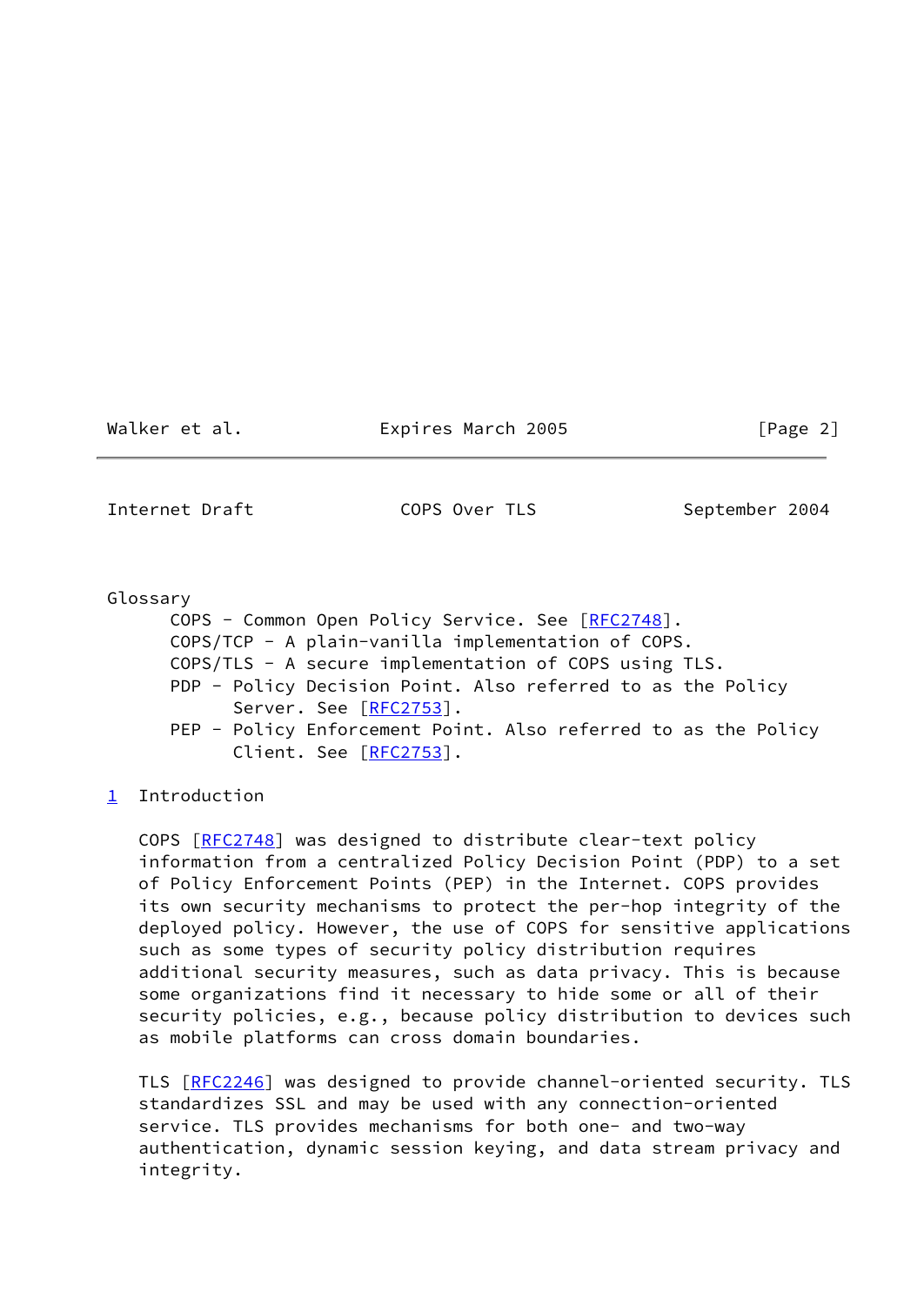Glossary

- COPS - Common Open Policy Service. See [RFC2748].
- COPS/TCP - A plain-vanilla implementation of COPS.
- COPS/TLS - A secure implementation of COPS using TLS.
- PDP - Policy Decision Point. Also referred to as the Policy Server. See [RFC2753].
- PEP - Policy Enforcement Point. Also referred to as the Policy Client. See [RFC2753].

# 1 Introduction

COPS [RFC2748] was designed to distribute clear-text policy information from a centralized Policy Decision Point (PDP) to a set of Policy Enforcement Points (PEP) in the Internet. COPS provides its own security mechanisms to protect the per-hop integrity of the deployed policy. However, the use of COPS for sensitive applications such as some types of security policy distribution requires additional security measures, such as data privacy. This is because some organizations find it necessary to hide some or all of their security policies, e.g., because policy distribution to devices such as mobile platforms can cross domain boundaries.

TLS [RFC2246] was designed to provide channel-oriented security. TLS standardizes SSL and may be used with any connection-oriented service. TLS provides mechanisms for both one- and two-way authentication, dynamic session keying, and data stream privacy and integrity.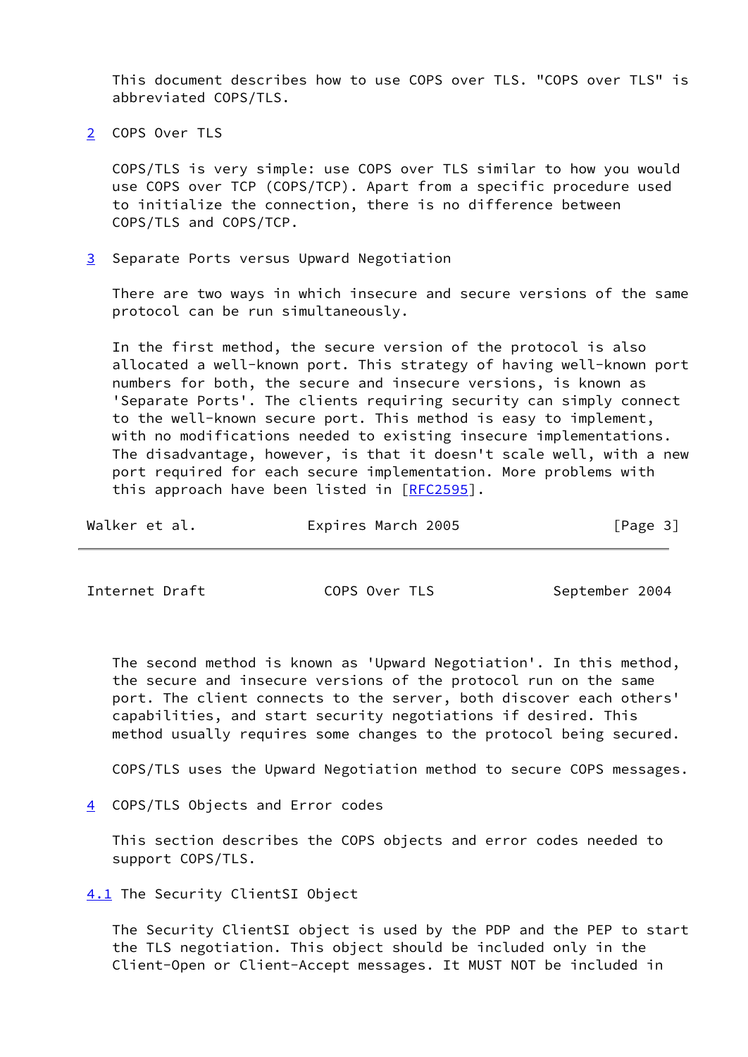This document describes how to use COPS over TLS. "COPS over TLS" is abbreviated COPS/TLS.

## 2 COPS Over TLS

COPS/TLS is very simple: use COPS over TLS similar to how you would use COPS over TCP (COPS/TCP). Apart from a specific procedure used to initialize the connection, there is no difference between COPS/TLS and COPS/TCP.

## 3 Separate Ports versus Upward Negotiation

There are two ways in which insecure and secure versions of the same protocol can be run simultaneously.

In the first method, the secure version of the protocol is also allocated a well-known port. This strategy of having well-known port numbers for both, the secure and insecure versions, is known as 'Separate Ports'. The clients requiring security can simply connect to the well-known secure port. This method is easy to implement, with no modifications needed to existing insecure implementations. The disadvantage, however, is that it doesn't scale well, with a new port required for each secure implementation. More problems with this approach have been listed in [RFC2595].

The second method is known as 'Upward Negotiation'. In this method, the secure and insecure versions of the protocol run on the same port. The client connects to the server, both discover each others' capabilities, and start security negotiations if desired. This method usually requires some changes to the protocol being secured.

COPS/TLS uses the Upward Negotiation method to secure COPS messages.

## 4 COPS/TLS Objects and Error codes

This section describes the COPS objects and error codes needed to support COPS/TLS.

### 4.1 The Security ClientSI Object

The Security ClientSI object is used by the PDP and the PEP to start the TLS negotiation. This object should be included only in the Client-Open or Client-Accept messages. It MUST NOT be included in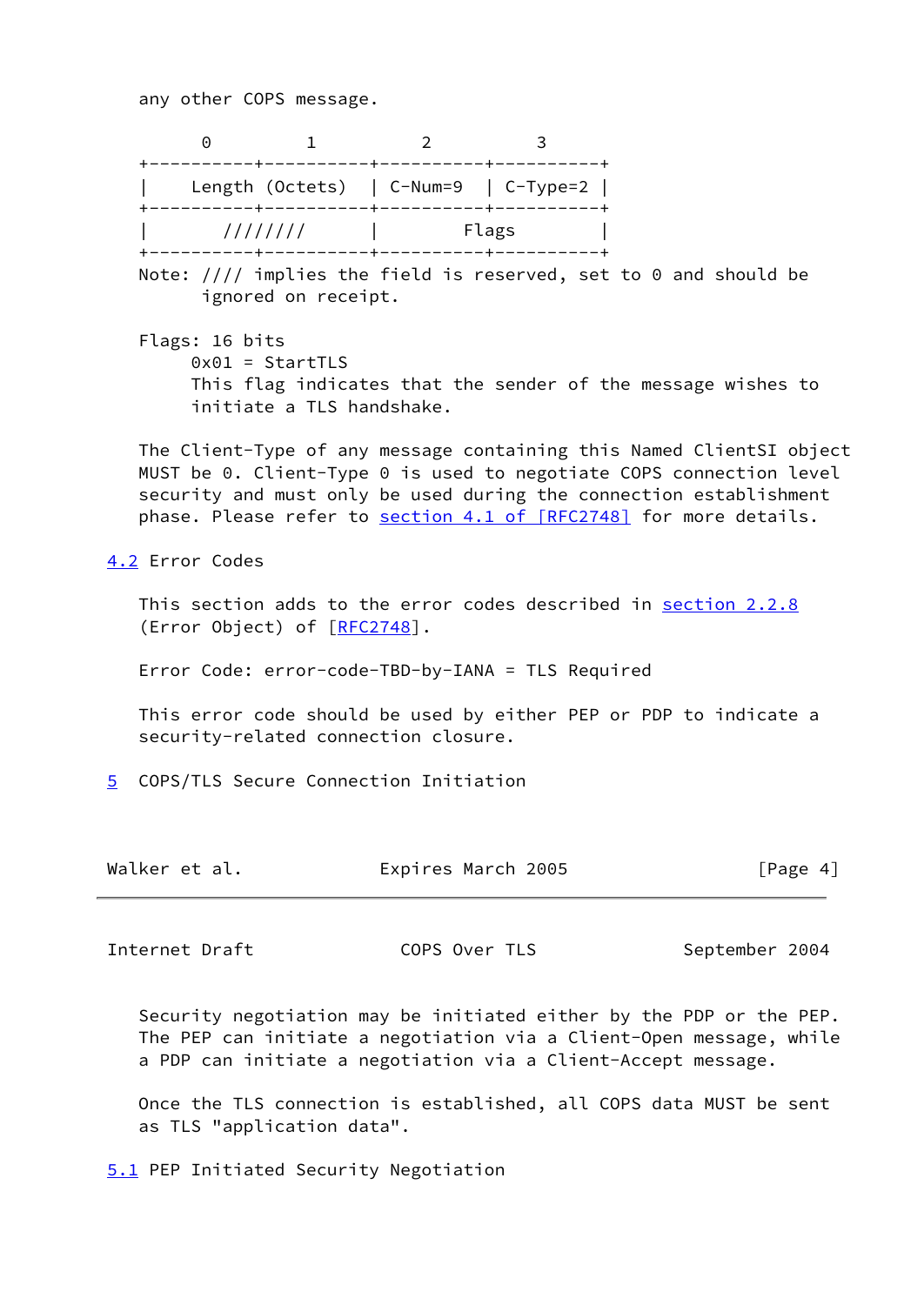any other COPS message.

```
      0          1          2          3
+----------+----------+----------+----------+
|    Length (Octets)  | C-Num=9  | C-Type=2 |
+----------+----------+----------+----------+
|       ////////      |        Flags        |
+----------+----------+----------+----------+
```

Note: //// implies the field is reserved, set to 0 and should be ignored on receipt.

Flags: 16 bits
0x01 = StartTLS
This flag indicates that the sender of the message wishes to initiate a TLS handshake.

The Client-Type of any message containing this Named ClientSI object MUST be 0. Client-Type 0 is used to negotiate COPS connection level security and must only be used during the connection establishment phase. Please refer to section 4.1 of [RFC2748] for more details.

## 4.2 Error Codes

This section adds to the error codes described in section 2.2.8 (Error Object) of [RFC2748].

Error Code: error-code-TBD-by-IANA = TLS Required

This error code should be used by either PEP or PDP to indicate a security-related connection closure.

# 5 COPS/TLS Secure Connection Initiation

Security negotiation may be initiated either by the PDP or the PEP. The PEP can initiate a negotiation via a Client-Open message, while a PDP can initiate a negotiation via a Client-Accept message.

Once the TLS connection is established, all COPS data MUST be sent as TLS "application data".

## 5.1 PEP Initiated Security Negotiation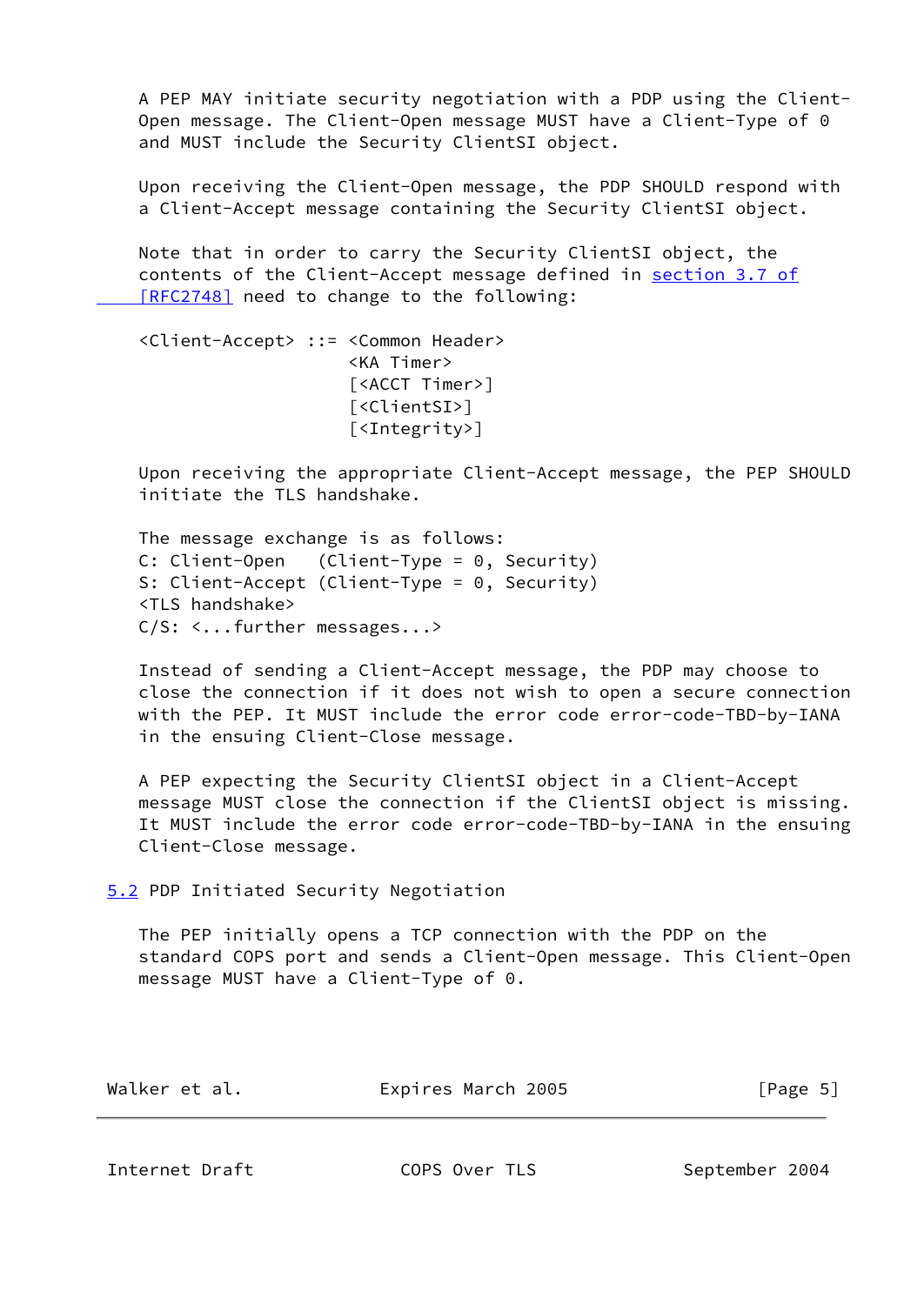A PEP MAY initiate security negotiation with a PDP using the Client-Open message. The Client-Open message MUST have a Client-Type of 0 and MUST include the Security ClientSI object.

Upon receiving the Client-Open message, the PDP SHOULD respond with a Client-Accept message containing the Security ClientSI object.

Note that in order to carry the Security ClientSI object, the contents of the Client-Accept message defined in section 3.7 of [RFC2748] need to change to the following:

```
<Client-Accept> ::= <Common Header>
                    <KA Timer>
                    [<ACCT Timer>]
                    [<ClientSI>]
                    [<Integrity>]
```

Upon receiving the appropriate Client-Accept message, the PEP SHOULD initiate the TLS handshake.

The message exchange is as follows:

```
C: Client-Open   (Client-Type = 0, Security)
S: Client-Accept (Client-Type = 0, Security)
<TLS handshake>
C/S: <...further messages...>
```

Instead of sending a Client-Accept message, the PDP may choose to close the connection if it does not wish to open a secure connection with the PEP. It MUST include the error code error-code-TBD-by-IANA in the ensuing Client-Close message.

A PEP expecting the Security ClientSI object in a Client-Accept message MUST close the connection if the ClientSI object is missing. It MUST include the error code error-code-TBD-by-IANA in the ensuing Client-Close message.

## 5.2 PDP Initiated Security Negotiation

The PEP initially opens a TCP connection with the PDP on the standard COPS port and sends a Client-Open message. This Client-Open message MUST have a Client-Type of 0.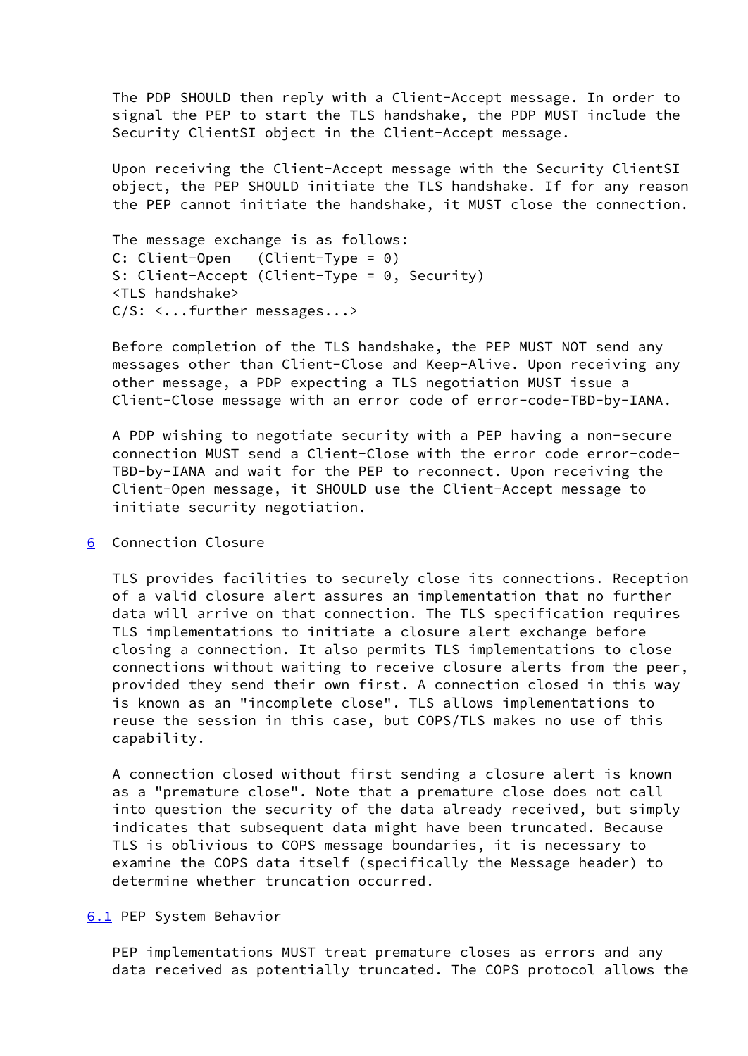The PDP SHOULD then reply with a Client-Accept message. In order to signal the PEP to start the TLS handshake, the PDP MUST include the Security ClientSI object in the Client-Accept message.

Upon receiving the Client-Accept message with the Security ClientSI object, the PEP SHOULD initiate the TLS handshake. If for any reason the PEP cannot initiate the handshake, it MUST close the connection.

The message exchange is as follows:

```
C: Client-Open   (Client-Type = 0)
S: Client-Accept (Client-Type = 0, Security)
<TLS handshake>
C/S: <...further messages...>
```

Before completion of the TLS handshake, the PEP MUST NOT send any messages other than Client-Close and Keep-Alive. Upon receiving any other message, a PDP expecting a TLS negotiation MUST issue a Client-Close message with an error code of error-code-TBD-by-IANA.

A PDP wishing to negotiate security with a PEP having a non-secure connection MUST send a Client-Close with the error code error-code-TBD-by-IANA and wait for the PEP to reconnect. Upon receiving the Client-Open message, it SHOULD use the Client-Accept message to initiate security negotiation.

## 6 Connection Closure

TLS provides facilities to securely close its connections. Reception of a valid closure alert assures an implementation that no further data will arrive on that connection. The TLS specification requires TLS implementations to initiate a closure alert exchange before closing a connection. It also permits TLS implementations to close connections without waiting to receive closure alerts from the peer, provided they send their own first. A connection closed in this way is known as an "incomplete close". TLS allows implementations to reuse the session in this case, but COPS/TLS makes no use of this capability.

A connection closed without first sending a closure alert is known as a "premature close". Note that a premature close does not call into question the security of the data already received, but simply indicates that subsequent data might have been truncated. Because TLS is oblivious to COPS message boundaries, it is necessary to examine the COPS data itself (specifically the Message header) to determine whether truncation occurred.

### 6.1 PEP System Behavior

PEP implementations MUST treat premature closes as errors and any data received as potentially truncated. The COPS protocol allows the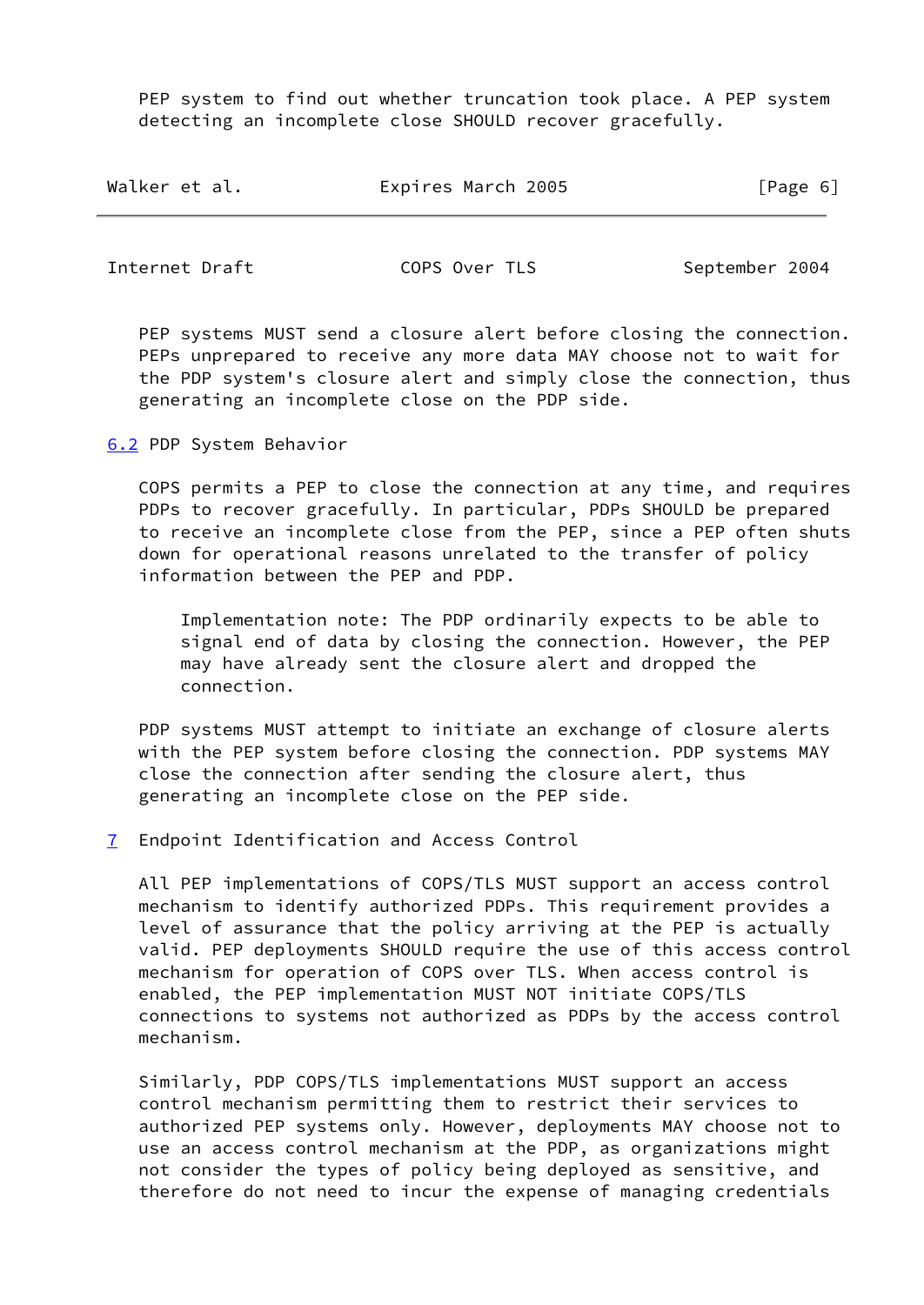PEP system to find out whether truncation took place. A PEP system detecting an incomplete close SHOULD recover gracefully.

PEP systems MUST send a closure alert before closing the connection. PEPs unprepared to receive any more data MAY choose not to wait for the PDP system's closure alert and simply close the connection, thus generating an incomplete close on the PDP side.

### 6.2 PDP System Behavior

COPS permits a PEP to close the connection at any time, and requires PDPs to recover gracefully. In particular, PDPs SHOULD be prepared to receive an incomplete close from the PEP, since a PEP often shuts down for operational reasons unrelated to the transfer of policy information between the PEP and PDP.

> Implementation note: The PDP ordinarily expects to be able to signal end of data by closing the connection. However, the PEP may have already sent the closure alert and dropped the connection.

PDP systems MUST attempt to initiate an exchange of closure alerts with the PEP system before closing the connection. PDP systems MAY close the connection after sending the closure alert, thus generating an incomplete close on the PEP side.

## 7 Endpoint Identification and Access Control

All PEP implementations of COPS/TLS MUST support an access control mechanism to identify authorized PDPs. This requirement provides a level of assurance that the policy arriving at the PEP is actually valid. PEP deployments SHOULD require the use of this access control mechanism for operation of COPS over TLS. When access control is enabled, the PEP implementation MUST NOT initiate COPS/TLS connections to systems not authorized as PDPs by the access control mechanism.

Similarly, PDP COPS/TLS implementations MUST support an access control mechanism permitting them to restrict their services to authorized PEP systems only. However, deployments MAY choose not to use an access control mechanism at the PDP, as organizations might not consider the types of policy being deployed as sensitive, and therefore do not need to incur the expense of managing credentials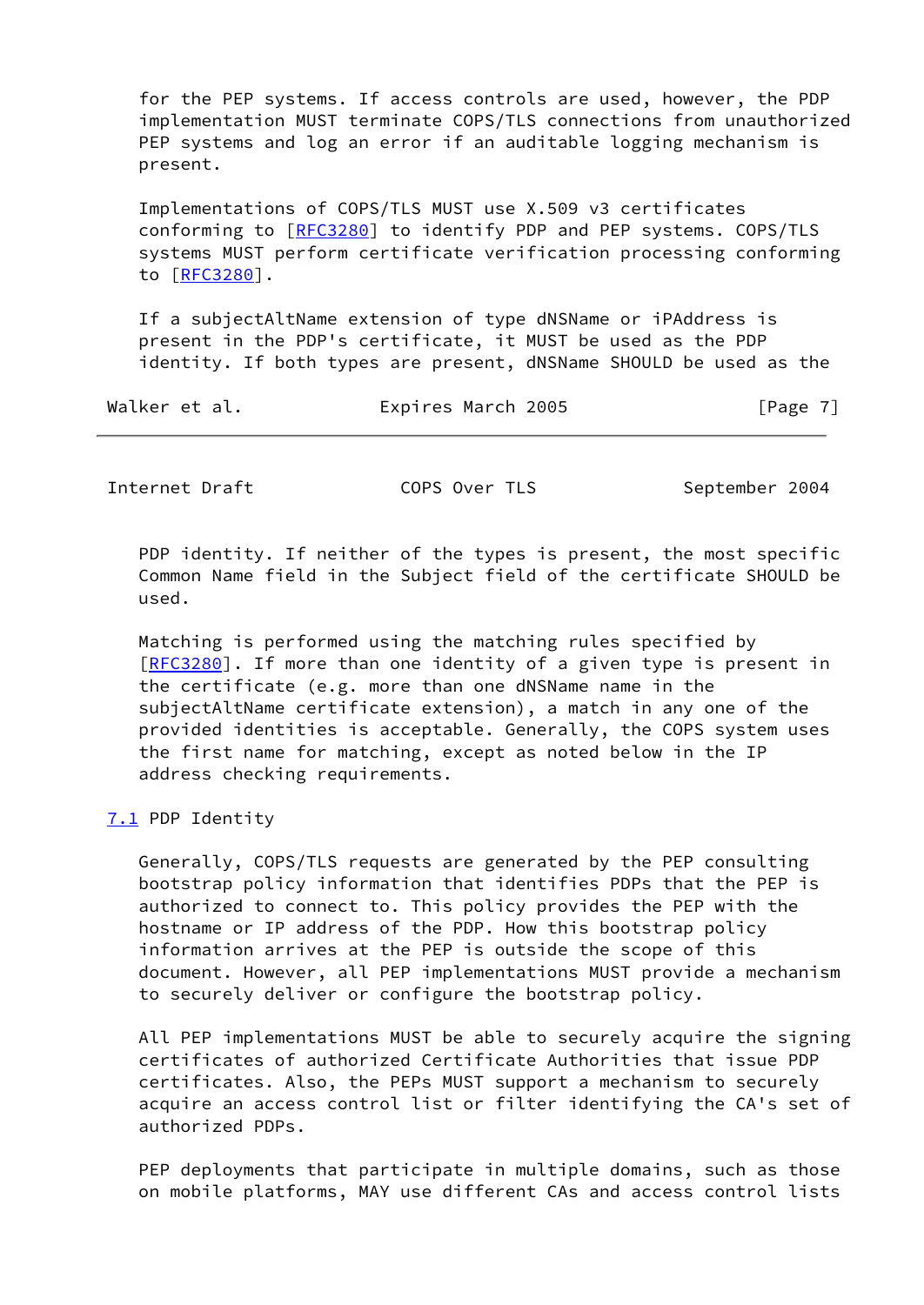for the PEP systems. If access controls are used, however, the PDP implementation MUST terminate COPS/TLS connections from unauthorized PEP systems and log an error if an auditable logging mechanism is present.

Implementations of COPS/TLS MUST use X.509 v3 certificates conforming to [RFC3280] to identify PDP and PEP systems. COPS/TLS systems MUST perform certificate verification processing conforming to [RFC3280].

If a subjectAltName extension of type dNSName or iPAddress is present in the PDP's certificate, it MUST be used as the PDP identity. If both types are present, dNSName SHOULD be used as the PDP identity. If neither of the types is present, the most specific Common Name field in the Subject field of the certificate SHOULD be used.

Matching is performed using the matching rules specified by [RFC3280]. If more than one identity of a given type is present in the certificate (e.g. more than one dNSName name in the subjectAltName certificate extension), a match in any one of the provided identities is acceptable. Generally, the COPS system uses the first name for matching, except as noted below in the IP address checking requirements.

### 7.1 PDP Identity

Generally, COPS/TLS requests are generated by the PEP consulting bootstrap policy information that identifies PDPs that the PEP is authorized to connect to. This policy provides the PEP with the hostname or IP address of the PDP. How this bootstrap policy information arrives at the PEP is outside the scope of this document. However, all PEP implementations MUST provide a mechanism to securely deliver or configure the bootstrap policy.

All PEP implementations MUST be able to securely acquire the signing certificates of authorized Certificate Authorities that issue PDP certificates. Also, the PEPs MUST support a mechanism to securely acquire an access control list or filter identifying the CA's set of authorized PDPs.

PEP deployments that participate in multiple domains, such as those on mobile platforms, MAY use different CAs and access control lists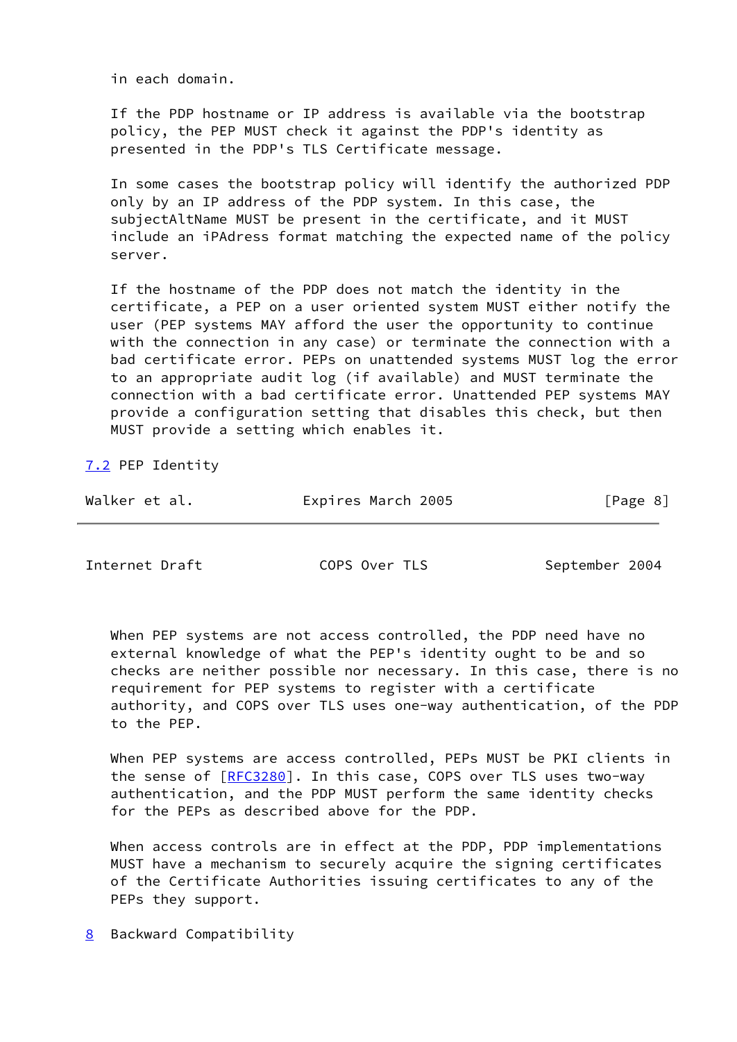in each domain.

If the PDP hostname or IP address is available via the bootstrap policy, the PEP MUST check it against the PDP's identity as presented in the PDP's TLS Certificate message.

In some cases the bootstrap policy will identify the authorized PDP only by an IP address of the PDP system. In this case, the subjectAltName MUST be present in the certificate, and it MUST include an iPAdress format matching the expected name of the policy server.

If the hostname of the PDP does not match the identity in the certificate, a PEP on a user oriented system MUST either notify the user (PEP systems MAY afford the user the opportunity to continue with the connection in any case) or terminate the connection with a bad certificate error. PEPs on unattended systems MUST log the error to an appropriate audit log (if available) and MUST terminate the connection with a bad certificate error. Unattended PEP systems MAY provide a configuration setting that disables this check, but then MUST provide a setting which enables it.

## 7.2 PEP Identity

When PEP systems are not access controlled, the PDP need have no external knowledge of what the PEP's identity ought to be and so checks are neither possible nor necessary. In this case, there is no requirement for PEP systems to register with a certificate authority, and COPS over TLS uses one-way authentication, of the PDP to the PEP.

When PEP systems are access controlled, PEPs MUST be PKI clients in the sense of [RFC3280]. In this case, COPS over TLS uses two-way authentication, and the PDP MUST perform the same identity checks for the PEPs as described above for the PDP.

When access controls are in effect at the PDP, PDP implementations MUST have a mechanism to securely acquire the signing certificates of the Certificate Authorities issuing certificates to any of the PEPs they support.

# 8 Backward Compatibility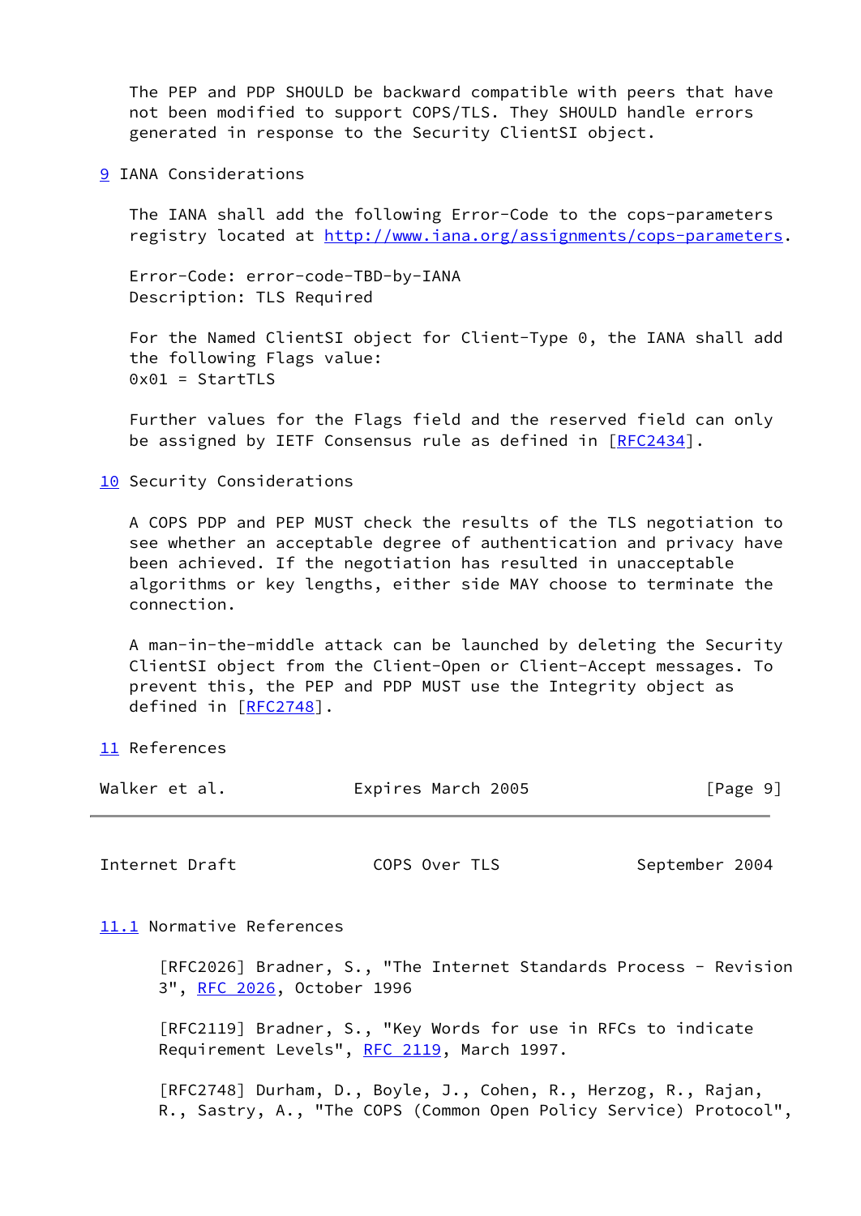The PEP and PDP SHOULD be backward compatible with peers that have not been modified to support COPS/TLS. They SHOULD handle errors generated in response to the Security ClientSI object.

## 9 IANA Considerations

The IANA shall add the following Error-Code to the cops-parameters registry located at http://www.iana.org/assignments/cops-parameters.

Error-Code: error-code-TBD-by-IANA
Description: TLS Required

For the Named ClientSI object for Client-Type 0, the IANA shall add the following Flags value:
0x01 = StartTLS

Further values for the Flags field and the reserved field can only be assigned by IETF Consensus rule as defined in [RFC2434].

## 10 Security Considerations

A COPS PDP and PEP MUST check the results of the TLS negotiation to see whether an acceptable degree of authentication and privacy have been achieved. If the negotiation has resulted in unacceptable algorithms or key lengths, either side MAY choose to terminate the connection.

A man-in-the-middle attack can be launched by deleting the Security ClientSI object from the Client-Open or Client-Accept messages. To prevent this, the PEP and PDP MUST use the Integrity object as defined in [RFC2748].

## 11 References

### 11.1 Normative References

[RFC2026] Bradner, S., "The Internet Standards Process - Revision 3", RFC 2026, October 1996

[RFC2119] Bradner, S., "Key Words for use in RFCs to indicate Requirement Levels", RFC 2119, March 1997.

[RFC2748] Durham, D., Boyle, J., Cohen, R., Herzog, R., Rajan, R., Sastry, A., "The COPS (Common Open Policy Service) Protocol",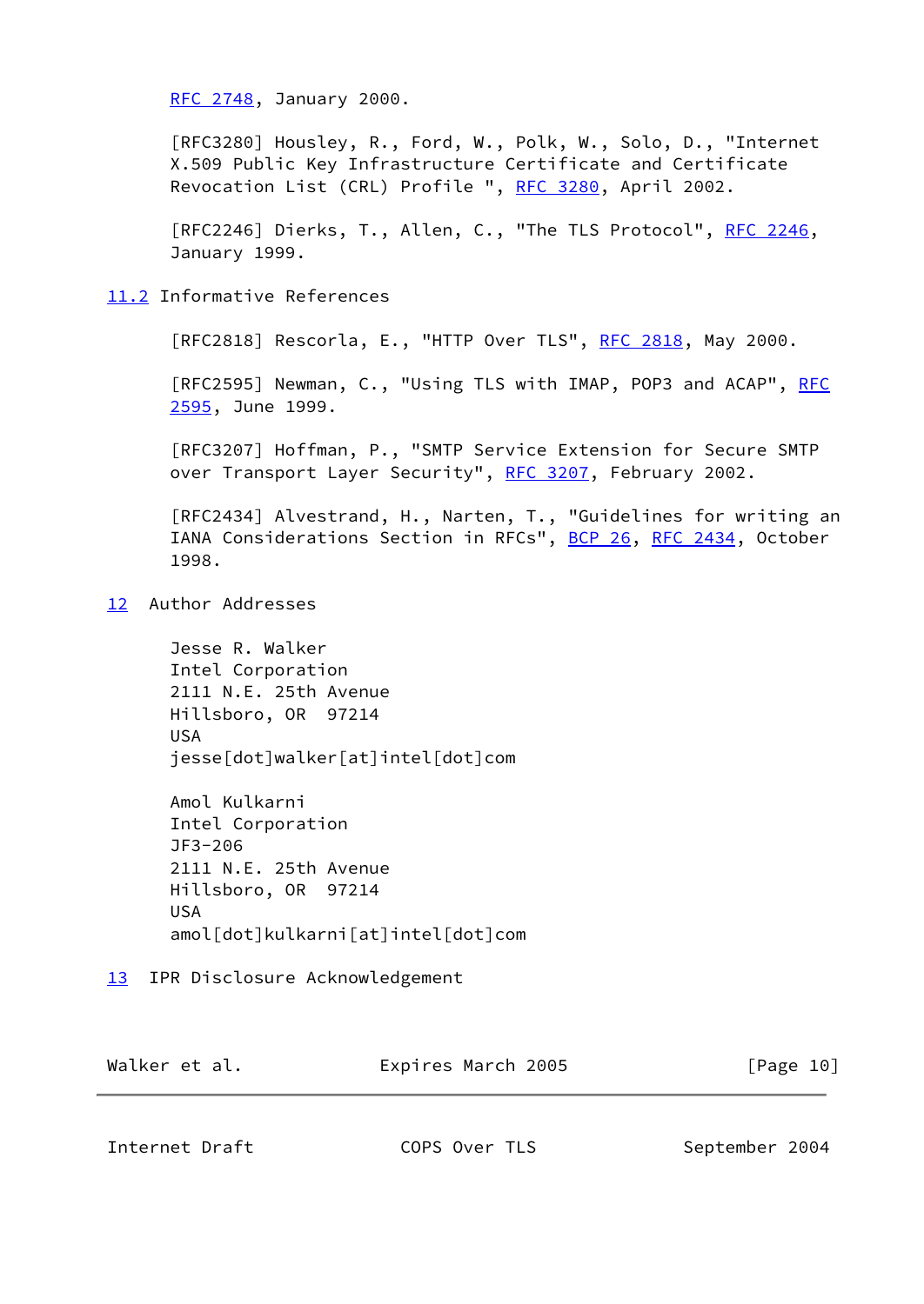RFC 2748, January 2000.

[RFC3280] Housley, R., Ford, W., Polk, W., Solo, D., "Internet X.509 Public Key Infrastructure Certificate and Certificate Revocation List (CRL) Profile ", RFC 3280, April 2002.

[RFC2246] Dierks, T., Allen, C., "The TLS Protocol", RFC 2246, January 1999.

## 11.2 Informative References

[RFC2818] Rescorla, E., "HTTP Over TLS", RFC 2818, May 2000.

[RFC2595] Newman, C., "Using TLS with IMAP, POP3 and ACAP", RFC 2595, June 1999.

[RFC3207] Hoffman, P., "SMTP Service Extension for Secure SMTP over Transport Layer Security", RFC 3207, February 2002.

[RFC2434] Alvestrand, H., Narten, T., "Guidelines for writing an IANA Considerations Section in RFCs", BCP 26, RFC 2434, October 1998.

## 12 Author Addresses

Jesse R. Walker
Intel Corporation
2111 N.E. 25th Avenue
Hillsboro, OR  97214
USA
jesse[dot]walker[at]intel[dot]com

Amol Kulkarni
Intel Corporation
JF3-206
2111 N.E. 25th Avenue
Hillsboro, OR  97214
USA
amol[dot]kulkarni[at]intel[dot]com

## 13 IPR Disclosure Acknowledgement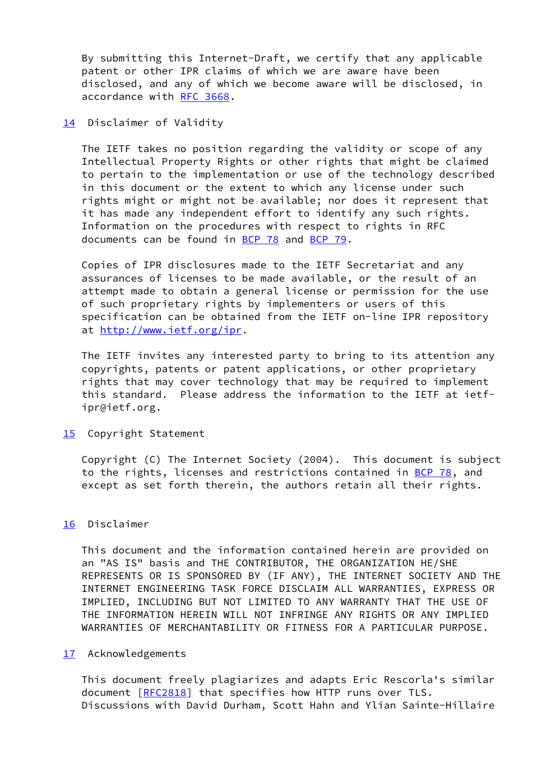By submitting this Internet-Draft, we certify that any applicable patent or other IPR claims of which we are aware have been disclosed, and any of which we become aware will be disclosed, in accordance with RFC 3668.

## 14 Disclaimer of Validity

The IETF takes no position regarding the validity or scope of any Intellectual Property Rights or other rights that might be claimed to pertain to the implementation or use of the technology described in this document or the extent to which any license under such rights might or might not be available; nor does it represent that it has made any independent effort to identify any such rights. Information on the procedures with respect to rights in RFC documents can be found in BCP 78 and BCP 79.

Copies of IPR disclosures made to the IETF Secretariat and any assurances of licenses to be made available, or the result of an attempt made to obtain a general license or permission for the use of such proprietary rights by implementers or users of this specification can be obtained from the IETF on-line IPR repository at http://www.ietf.org/ipr.

The IETF invites any interested party to bring to its attention any copyrights, patents or patent applications, or other proprietary rights that may cover technology that may be required to implement this standard. Please address the information to the IETF at ietf-ipr@ietf.org.

## 15 Copyright Statement

Copyright (C) The Internet Society (2004). This document is subject to the rights, licenses and restrictions contained in BCP 78, and except as set forth therein, the authors retain all their rights.

## 16 Disclaimer

This document and the information contained herein are provided on an "AS IS" basis and THE CONTRIBUTOR, THE ORGANIZATION HE/SHE REPRESENTS OR IS SPONSORED BY (IF ANY), THE INTERNET SOCIETY AND THE INTERNET ENGINEERING TASK FORCE DISCLAIM ALL WARRANTIES, EXPRESS OR IMPLIED, INCLUDING BUT NOT LIMITED TO ANY WARRANTY THAT THE USE OF THE INFORMATION HEREIN WILL NOT INFRINGE ANY RIGHTS OR ANY IMPLIED WARRANTIES OF MERCHANTABILITY OR FITNESS FOR A PARTICULAR PURPOSE.

## 17 Acknowledgements

This document freely plagiarizes and adapts Eric Rescorla's similar document [RFC2818] that specifies how HTTP runs over TLS. Discussions with David Durham, Scott Hahn and Ylian Sainte-Hillaire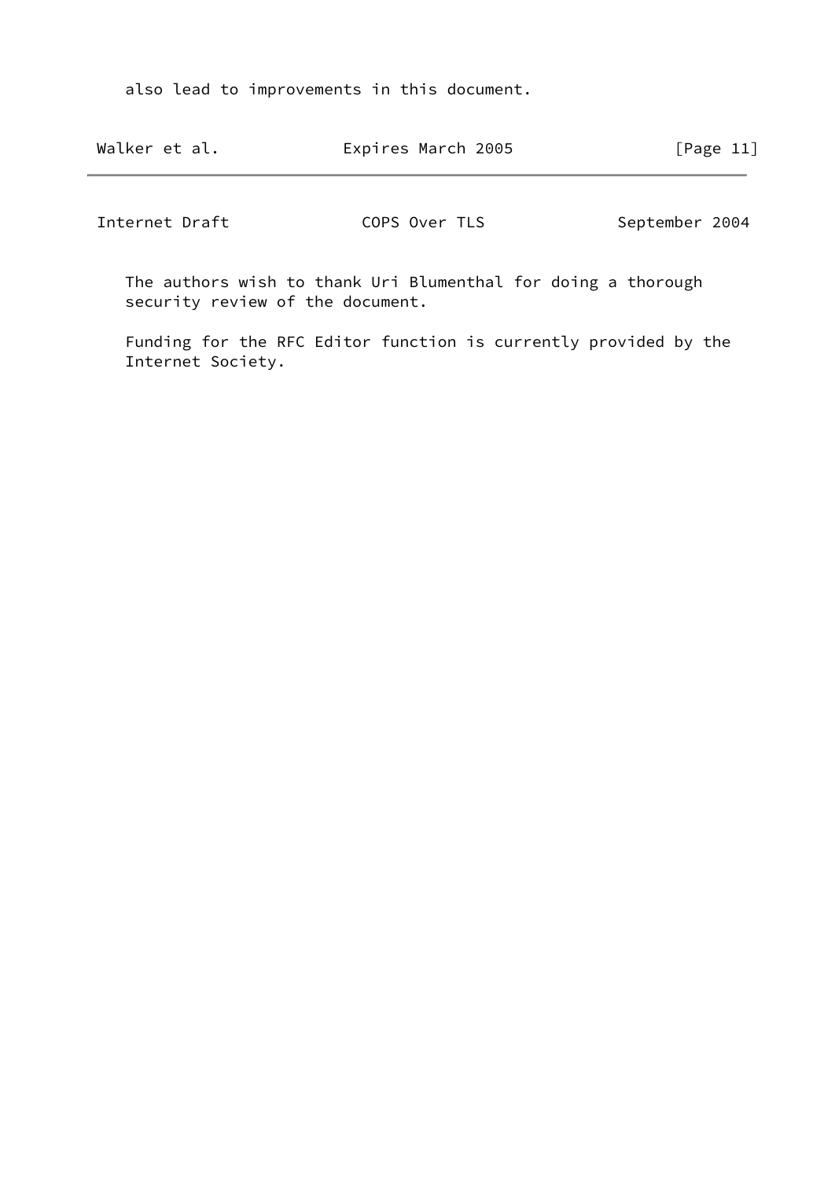also lead to improvements in this document.

The authors wish to thank Uri Blumenthal for doing a thorough security review of the document.

Funding for the RFC Editor function is currently provided by the Internet Society.